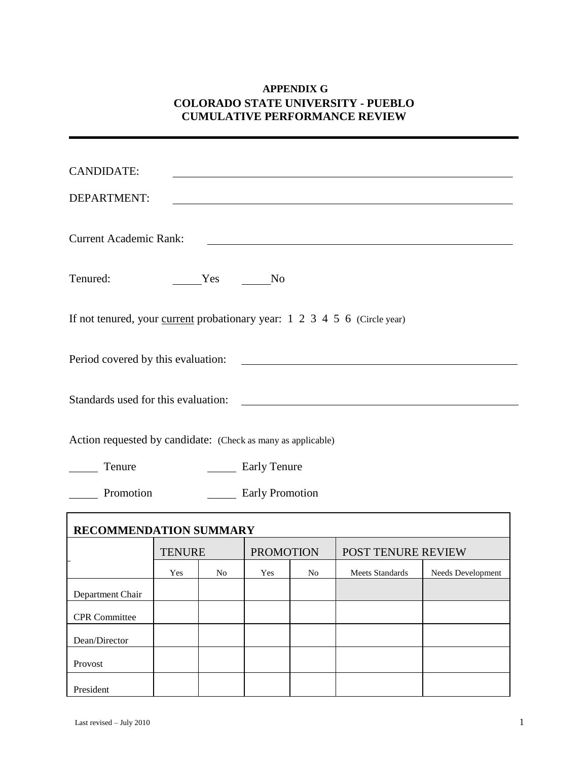**APPENDIX G**
**COLORADO STATE UNIVERSITY - PUEBLO**
**CUMULATIVE PERFORMANCE REVIEW**

---

CANDIDATE: ____________________________________________

DEPARTMENT: ____________________________________________

Current Academic Rank: ____________________________________________

Tenured: _____Yes _____No

If not tenured, your current probationary year: 1 2 3 4 5 6 (Circle year)

Period covered by this evaluation: ____________________________________________

Standards used for this evaluation: ____________________________________________

Action requested by candidate: (Check as many as applicable)

_____ Tenure _____ Early Tenure

_____ Promotion _____ Early Promotion

**RECOMMENDATION SUMMARY**

| | TENURE | | PROMOTION | | POST TENURE REVIEW | |
|---|---|---|---|---|---|---|
| | Yes | No | Yes | No | Meets Standards | Needs Development |
| Department Chair | | | | | | |
| CPR Committee | | | | | | |
| Dean/Director | | | | | | |
| Provost | | | | | | |
| President | | | | | | |

Last revised – July 2010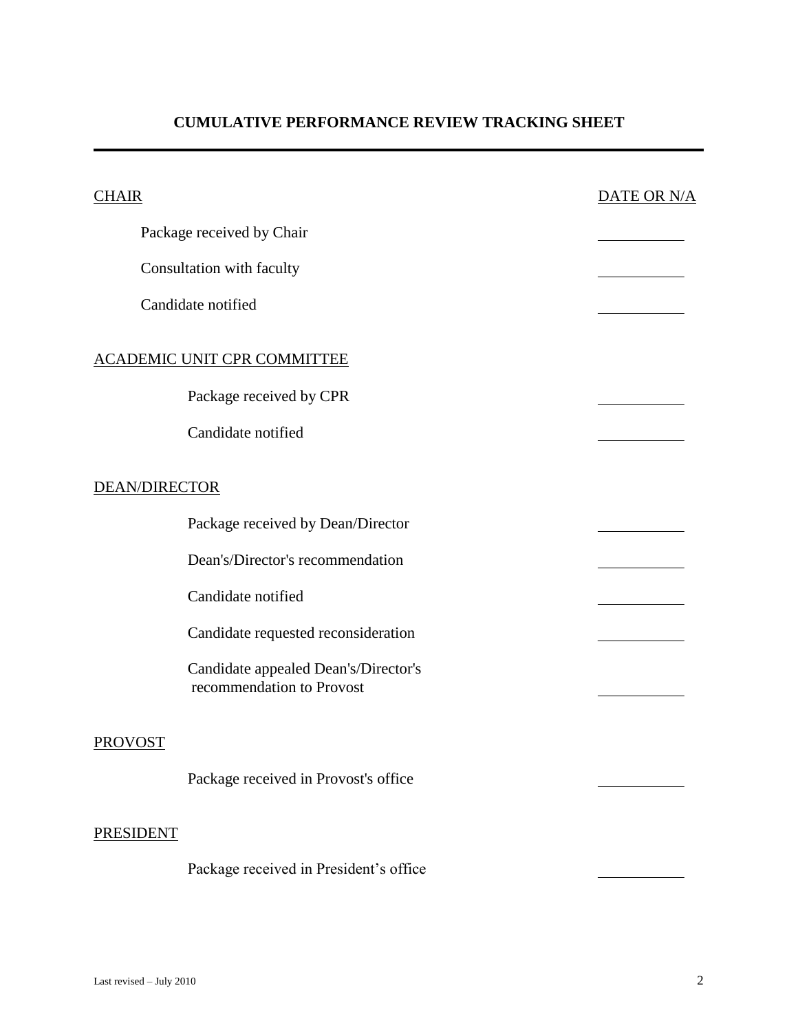# CUMULATIVE PERFORMANCE REVIEW TRACKING SHEET

---

| CHAIR | DATE OR N/A |
|---|---|
| Package received by Chair | \_\_\_\_\_\_\_\_\_\_ |
| Consultation with faculty | \_\_\_\_\_\_\_\_\_\_ |
| Candidate notified | \_\_\_\_\_\_\_\_\_\_ |
| **ACADEMIC UNIT CPR COMMITTEE** | |
| Package received by CPR | \_\_\_\_\_\_\_\_\_\_ |
| Candidate notified | \_\_\_\_\_\_\_\_\_\_ |
| **DEAN/DIRECTOR** | |
| Package received by Dean/Director | \_\_\_\_\_\_\_\_\_\_ |
| Dean's/Director's recommendation | \_\_\_\_\_\_\_\_\_\_ |
| Candidate notified | \_\_\_\_\_\_\_\_\_\_ |
| Candidate requested reconsideration | \_\_\_\_\_\_\_\_\_\_ |
| Candidate appealed Dean's/Director's recommendation to Provost | \_\_\_\_\_\_\_\_\_\_ |
| **PROVOST** | |
| Package received in Provost's office | \_\_\_\_\_\_\_\_\_\_ |
| **PRESIDENT** | |
| Package received in President's office | \_\_\_\_\_\_\_\_\_\_ |

Last revised – July 2010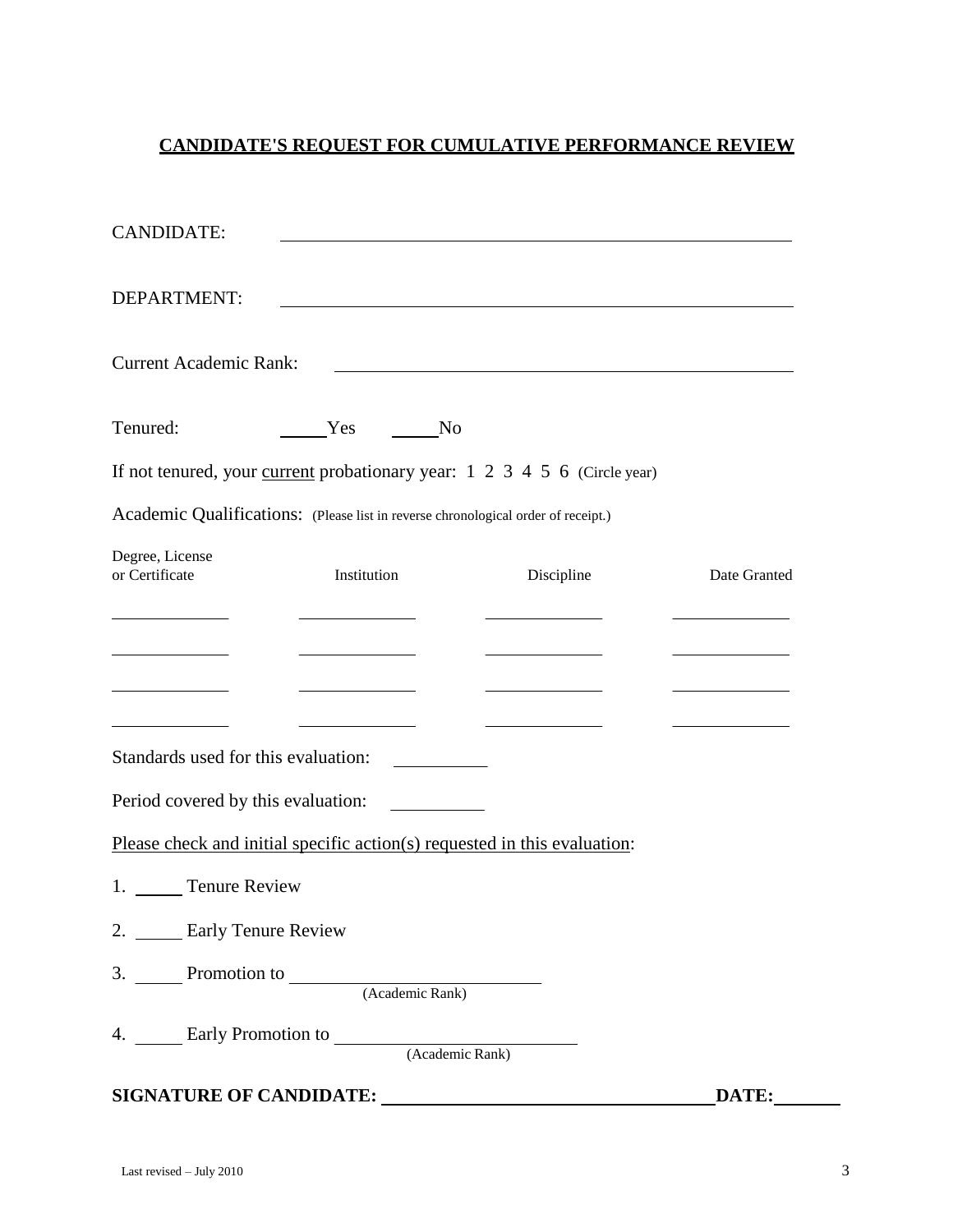## CANDIDATE'S REQUEST FOR CUMULATIVE PERFORMANCE REVIEW

CANDIDATE: ____________________________________________

DEPARTMENT: ____________________________________________

Current Academic Rank: ____________________________________________

Tenured: _____Yes _____No

If not tenured, your current probationary year: 1 2 3 4 5 6 (Circle year)

Academic Qualifications: (Please list in reverse chronological order of receipt.)

| Degree, License or Certificate | Institution | Discipline | Date Granted |
|---|---|---|---|
| __________ | __________ | __________ | __________ |
| __________ | __________ | __________ | __________ |
| __________ | __________ | __________ | __________ |
| __________ | __________ | __________ | __________ |

Standards used for this evaluation: __________

Period covered by this evaluation: __________

Please check and initial specific action(s) requested in this evaluation:

1. _____ Tenure Review
2. _____ Early Tenure Review
3. _____ Promotion to ______________________ (Academic Rank)
4. _____ Early Promotion to ______________________ (Academic Rank)

**SIGNATURE OF CANDIDATE: ______________________________ DATE: ________**

Last revised – July 2010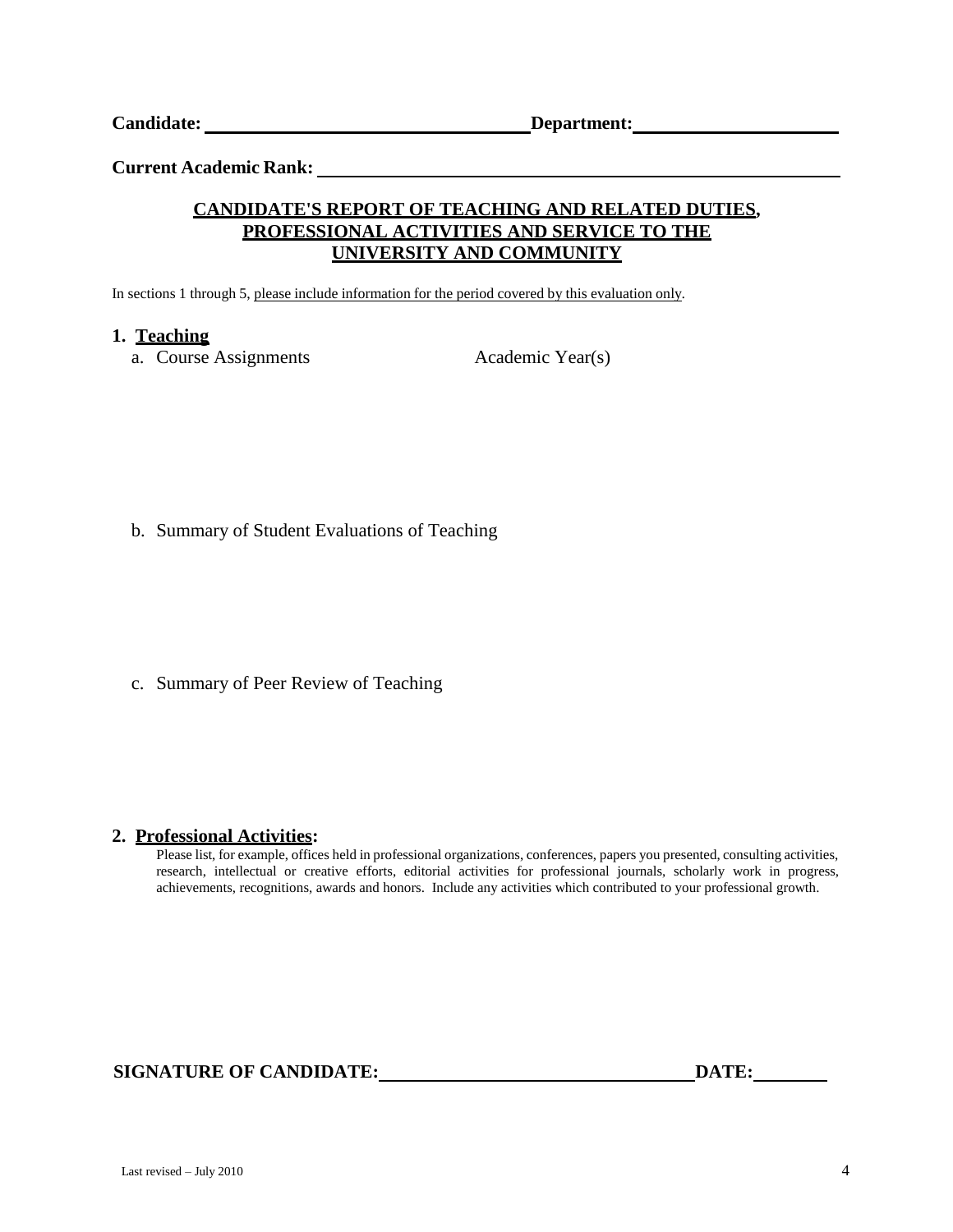**Candidate:** ________________________________ **Department:** ______________________

**Current Academic Rank:** ________________________________________________________

## CANDIDATE'S REPORT OF TEACHING AND RELATED DUTIES, PROFESSIONAL ACTIVITIES AND SERVICE TO THE UNIVERSITY AND COMMUNITY

In sections 1 through 5, please include information for the period covered by this evaluation only.

### 1. Teaching

a. Course Assignments — Academic Year(s)

b. Summary of Student Evaluations of Teaching

c. Summary of Peer Review of Teaching

### 2. Professional Activities:

Please list, for example, offices held in professional organizations, conferences, papers you presented, consulting activities, research, intellectual or creative efforts, editorial activities for professional journals, scholarly work in progress, achievements, recognitions, awards and honors. Include any activities which contributed to your professional growth.

**SIGNATURE OF CANDIDATE:** ________________________________ **DATE:** __________

Last revised – July 2010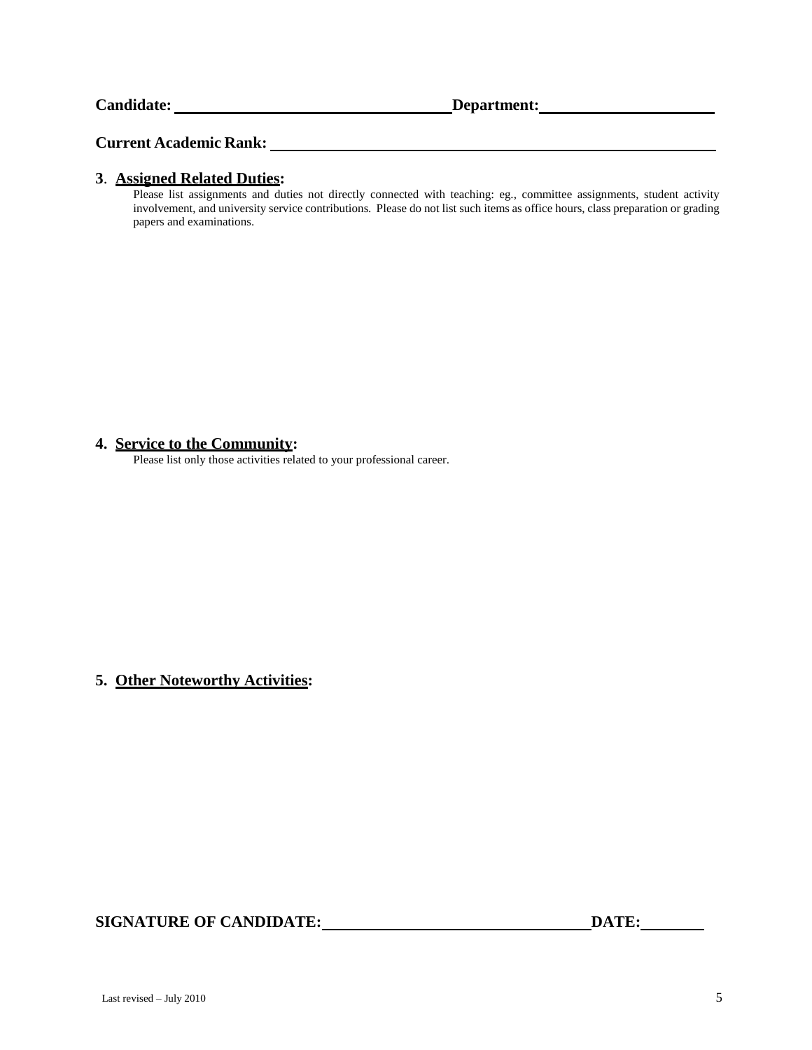**Candidate:** ______________________________ **Department:** ____________________

**Current Academic Rank:** ______________________________________________

**3**. **<u>Assigned Related Duties</u>:**

Please list assignments and duties not directly connected with teaching: eg., committee assignments, student activity involvement, and university service contributions. Please do not list such items as office hours, class preparation or grading papers and examinations.

**4. <u>Service to the Community</u>:**

Please list only those activities related to your professional career.

**5. <u>Other Noteworthy Activities</u>:**

**SIGNATURE OF CANDIDATE:** ______________________________ **DATE:** ________

Last revised – July 2010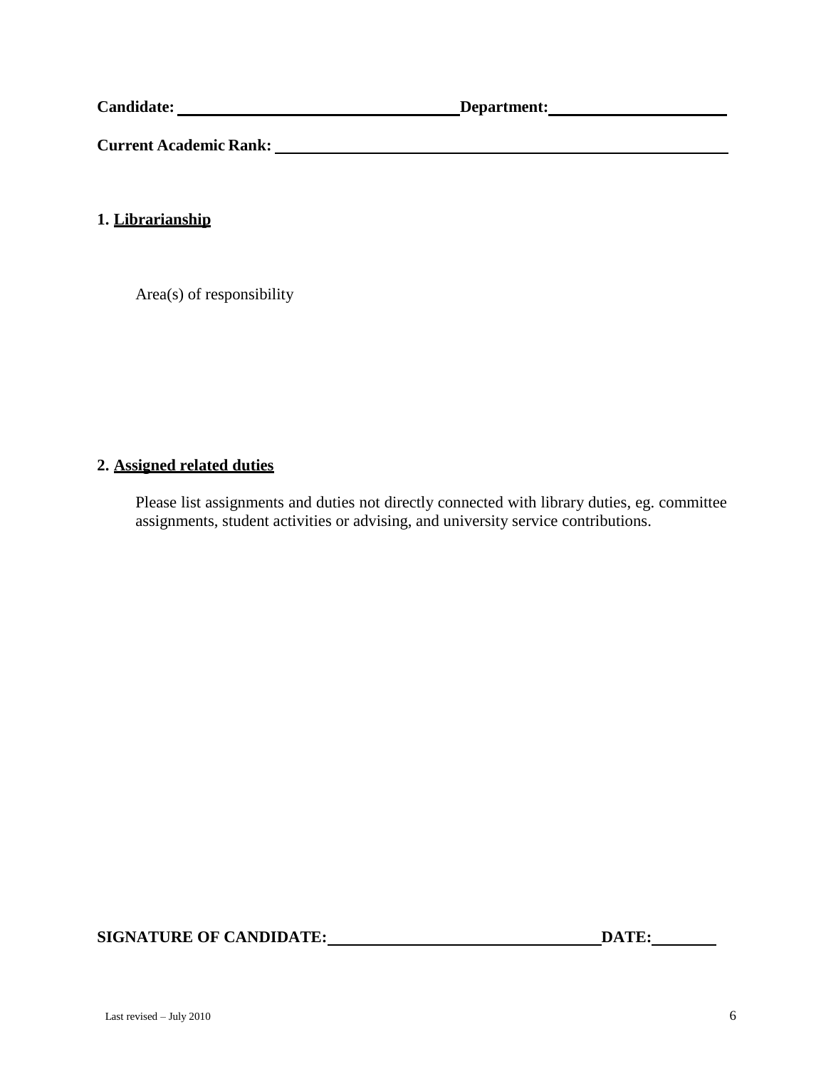**Candidate:** \_\_\_\_\_\_\_\_\_\_\_\_\_\_\_\_\_\_\_\_\_\_\_\_\_\_\_\_\_\_\_\_\_\_\_ **Department:** \_\_\_\_\_\_\_\_\_\_\_\_\_\_\_\_\_\_\_\_\_\_

**Current Academic Rank:** \_\_\_\_\_\_\_\_\_\_\_\_\_\_\_\_\_\_\_\_\_\_\_\_\_\_\_\_\_\_\_\_\_\_\_\_\_\_\_\_\_\_\_\_\_\_\_\_\_\_\_\_\_\_\_\_

**1. <u>Librarianship</u>**

Area(s) of responsibility

**2. <u>Assigned related duties</u>**

Please list assignments and duties not directly connected with library duties, eg. committee assignments, student activities or advising, and university service contributions.

**SIGNATURE OF CANDIDATE:** \_\_\_\_\_\_\_\_\_\_\_\_\_\_\_\_\_\_\_\_\_\_\_\_\_\_\_\_\_\_\_\_\_\_ **DATE:** \_\_\_\_\_\_\_\_

Last revised – July 2010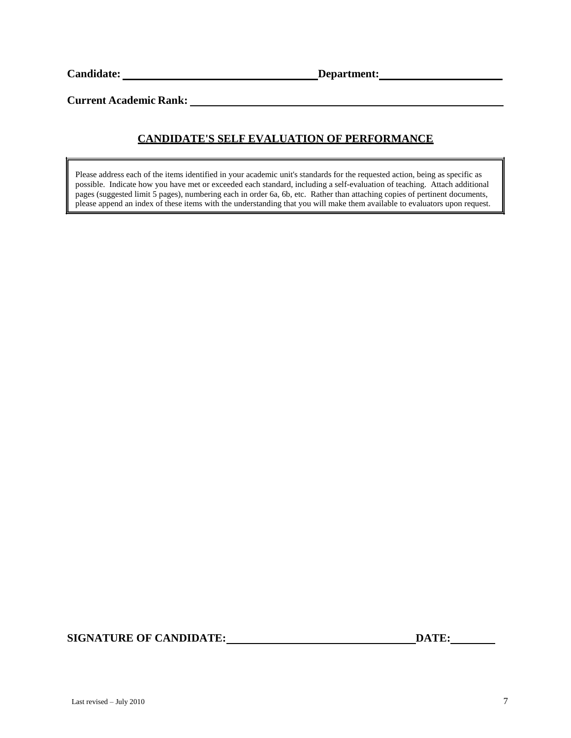**Candidate:** ______________________________ **Department:** ____________________

**Current Academic Rank:** ________________________________________________

## CANDIDATE'S SELF EVALUATION OF PERFORMANCE

> Please address each of the items identified in your academic unit's standards for the requested action, being as specific as possible. Indicate how you have met or exceeded each standard, including a self-evaluation of teaching. Attach additional pages (suggested limit 5 pages), numbering each in order 6a, 6b, etc. Rather than attaching copies of pertinent documents, please append an index of these items with the understanding that you will make them available to evaluators upon request.

**SIGNATURE OF CANDIDATE:** ______________________________ **DATE:** __________

Last revised – July 2010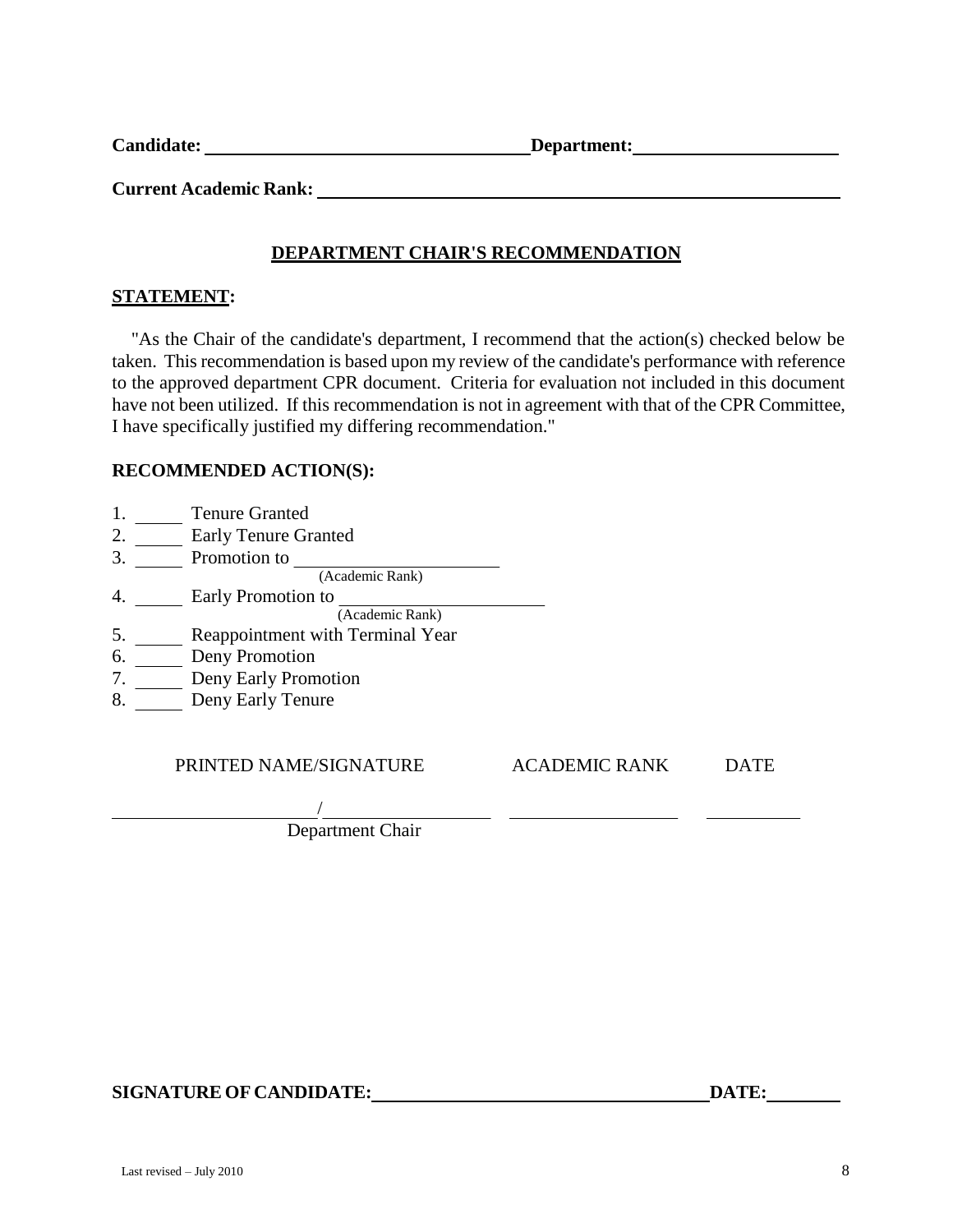**Candidate:** ______________________________ **Department:** ____________________

**Current Academic Rank:** ______________________________________________

## DEPARTMENT CHAIR'S RECOMMENDATION

**STATEMENT:**

"As the Chair of the candidate's department, I recommend that the action(s) checked below be taken. This recommendation is based upon my review of the candidate's performance with reference to the approved department CPR document. Criteria for evaluation not included in this document have not been utilized. If this recommendation is not in agreement with that of the CPR Committee, I have specifically justified my differing recommendation."

**RECOMMENDED ACTION(S):**

1. _____ Tenure Granted
2. _____ Early Tenure Granted
3. _____ Promotion to ____________________
   (Academic Rank)
4. _____ Early Promotion to ____________________
   (Academic Rank)
5. _____ Reappointment with Terminal Year
6. _____ Deny Promotion
7. _____ Deny Early Promotion
8. _____ Deny Early Tenure

| PRINTED NAME/SIGNATURE | ACADEMIC RANK | DATE |
|---|---|---|
| ____________________/____________________ | ____________________ | __________ |
| Department Chair | | |

**SIGNATURE OF CANDIDATE:** ______________________________ **DATE:** __________

Last revised – July 2010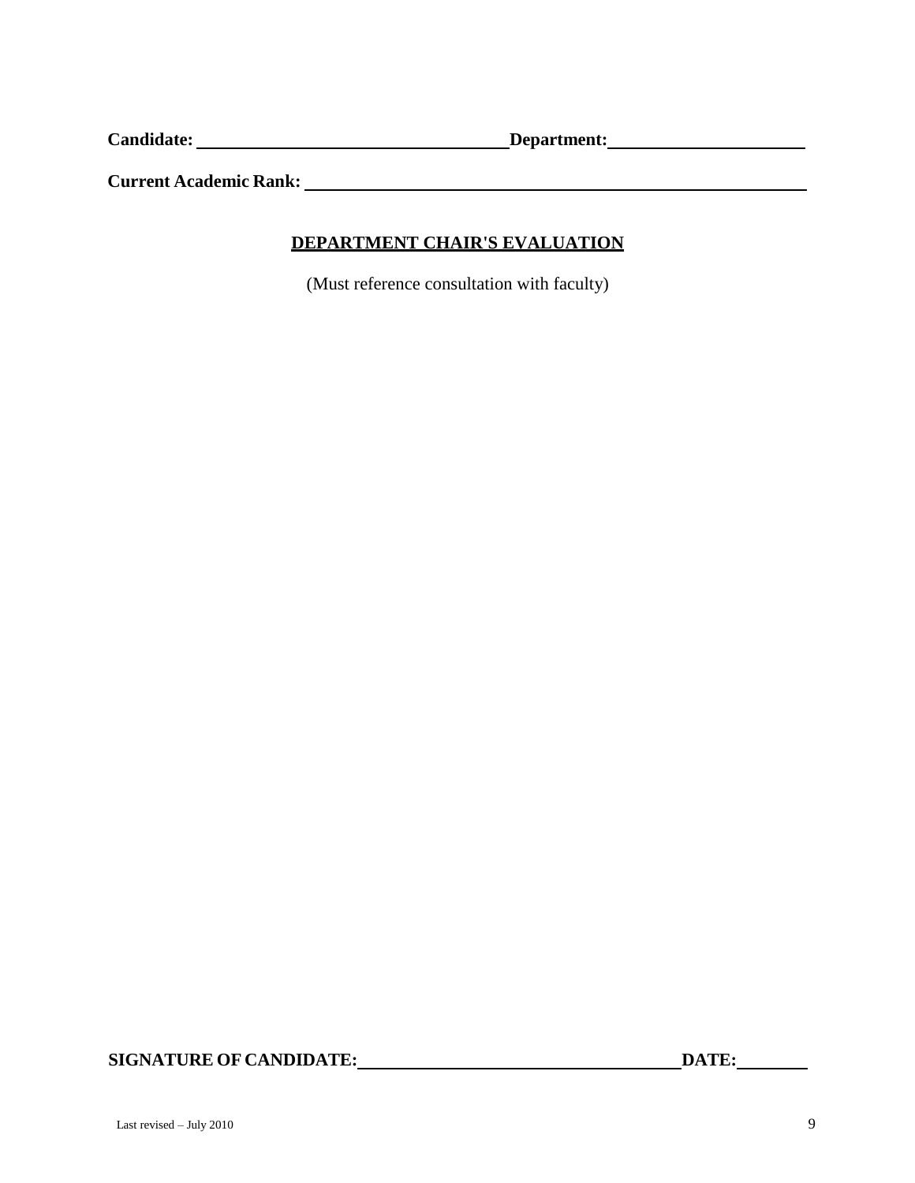**Candidate:** ____________________________________ **Department:** ______________________

**Current Academic Rank:** ____________________________________________________________

## DEPARTMENT CHAIR'S EVALUATION

(Must reference consultation with faculty)

**SIGNATURE OF CANDIDATE:** ____________________________________ **DATE:** ________

Last revised – July 2010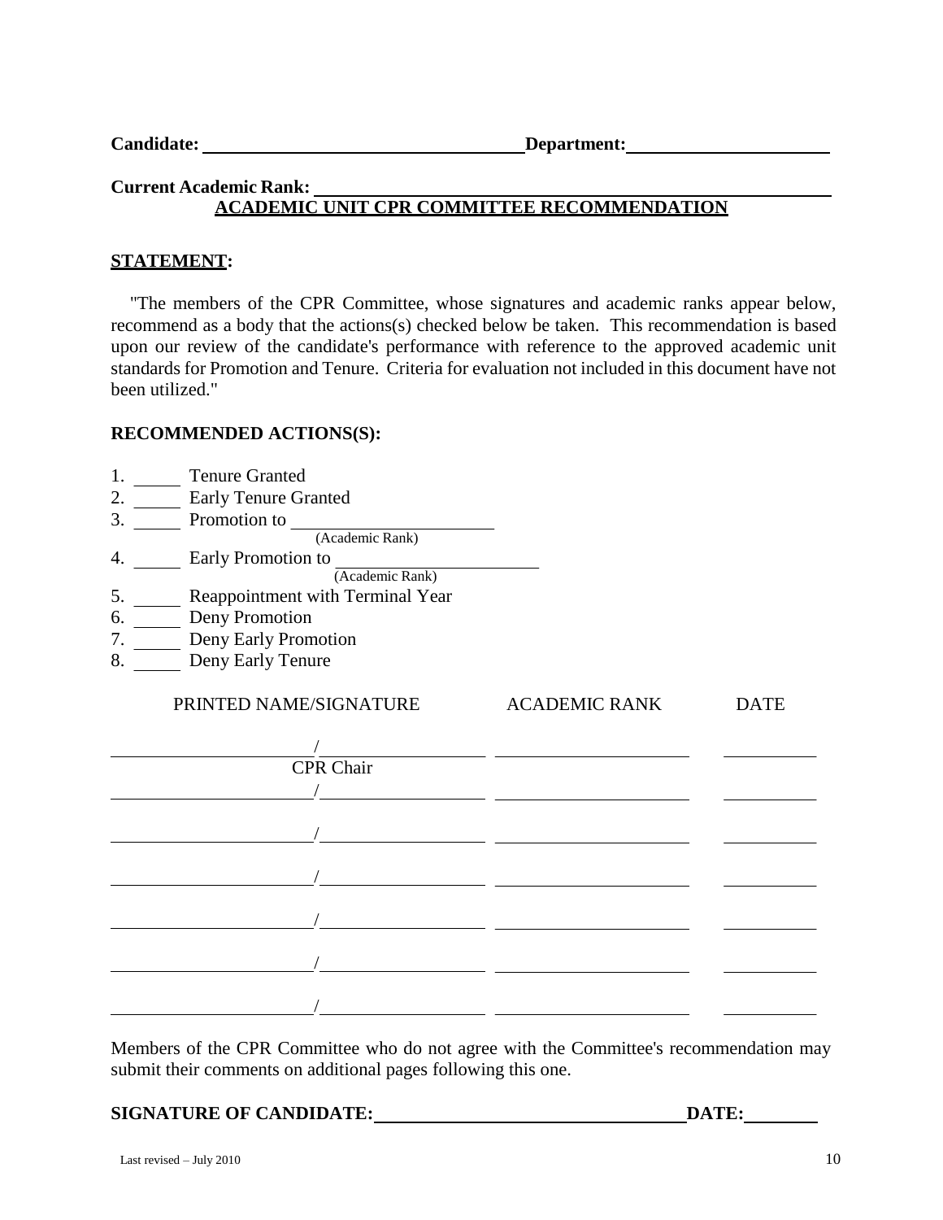**Candidate:** ______________________________ **Department:** ____________________

**Current Academic Rank:** ____________________________________________

## ACADEMIC UNIT CPR COMMITTEE RECOMMENDATION

**STATEMENT:**

"The members of the CPR Committee, whose signatures and academic ranks appear below, recommend as a body that the actions(s) checked below be taken. This recommendation is based upon our review of the candidate's performance with reference to the approved academic unit standards for Promotion and Tenure. Criteria for evaluation not included in this document have not been utilized."

**RECOMMENDED ACTIONS(S):**

1. _____ Tenure Granted
2. _____ Early Tenure Granted
3. _____ Promotion to ____________________
   (Academic Rank)
4. _____ Early Promotion to ____________________
   (Academic Rank)
5. _____ Reappointment with Terminal Year
6. _____ Deny Promotion
7. _____ Deny Early Promotion
8. _____ Deny Early Tenure

| PRINTED NAME/SIGNATURE | ACADEMIC RANK | DATE |
|---|---|---|
| ____________/____________ CPR Chair | ____________ | ________ |
| ____________/____________ | ____________ | ________ |
| ____________/____________ | ____________ | ________ |
| ____________/____________ | ____________ | ________ |
| ____________/____________ | ____________ | ________ |
| ____________/____________ | ____________ | ________ |
| ____________/____________ | ____________ | ________ |

Members of the CPR Committee who do not agree with the Committee's recommendation may submit their comments on additional pages following this one.

**SIGNATURE OF CANDIDATE:** ______________________________ **DATE:** ________

Last revised – July 2010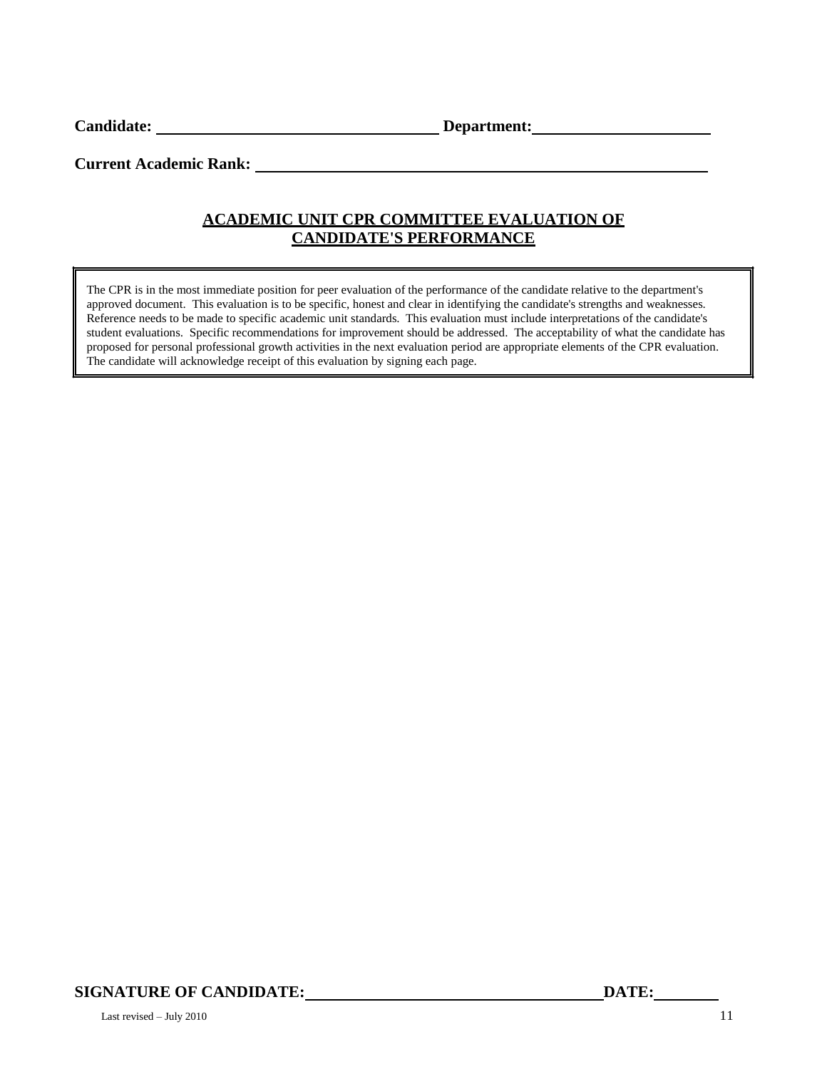**Candidate:** ________________________ **Department:** ____________________

**Current Academic Rank:** ________________________________________

## ACADEMIC UNIT CPR COMMITTEE EVALUATION OF CANDIDATE'S PERFORMANCE

> The CPR is in the most immediate position for peer evaluation of the performance of the candidate relative to the department's approved document. This evaluation is to be specific, honest and clear in identifying the candidate's strengths and weaknesses. Reference needs to be made to specific academic unit standards. This evaluation must include interpretations of the candidate's student evaluations. Specific recommendations for improvement should be addressed. The acceptability of what the candidate has proposed for personal professional growth activities in the next evaluation period are appropriate elements of the CPR evaluation. The candidate will acknowledge receipt of this evaluation by signing each page.

**SIGNATURE OF CANDIDATE:** ______________________________ **DATE:** ________

Last revised – July 2010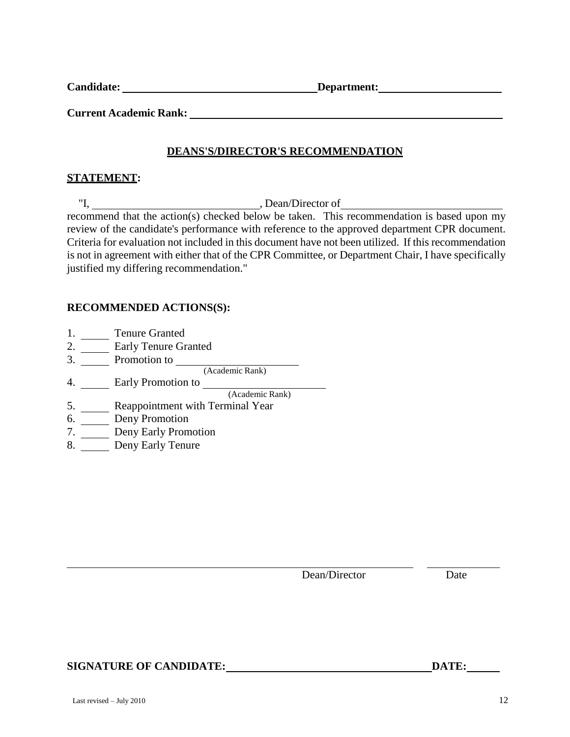**Candidate:** ______________________________ **Department:** ____________________

**Current Academic Rank:** ____________________________________________________

## DEANS'S/DIRECTOR'S RECOMMENDATION

**STATEMENT:**

"I, ____________________________, Dean/Director of ____________________________ recommend that the action(s) checked below be taken. This recommendation is based upon my review of the candidate's performance with reference to the approved department CPR document. Criteria for evaluation not included in this document have not been utilized. If this recommendation is not in agreement with either that of the CPR Committee, or Department Chair, I have specifically justified my differing recommendation."

**RECOMMENDED ACTIONS(S):**

1. _____ Tenure Granted
2. _____ Early Tenure Granted
3. _____ Promotion to ____________________ (Academic Rank)
4. _____ Early Promotion to ____________________ (Academic Rank)
5. _____ Reappointment with Terminal Year
6. _____ Deny Promotion
7. _____ Deny Early Promotion
8. _____ Deny Early Tenure

______________________________________________ ____________
Dean/Director Date

**SIGNATURE OF CANDIDATE:** ________________________________ **DATE:** ______

Last revised – July 2010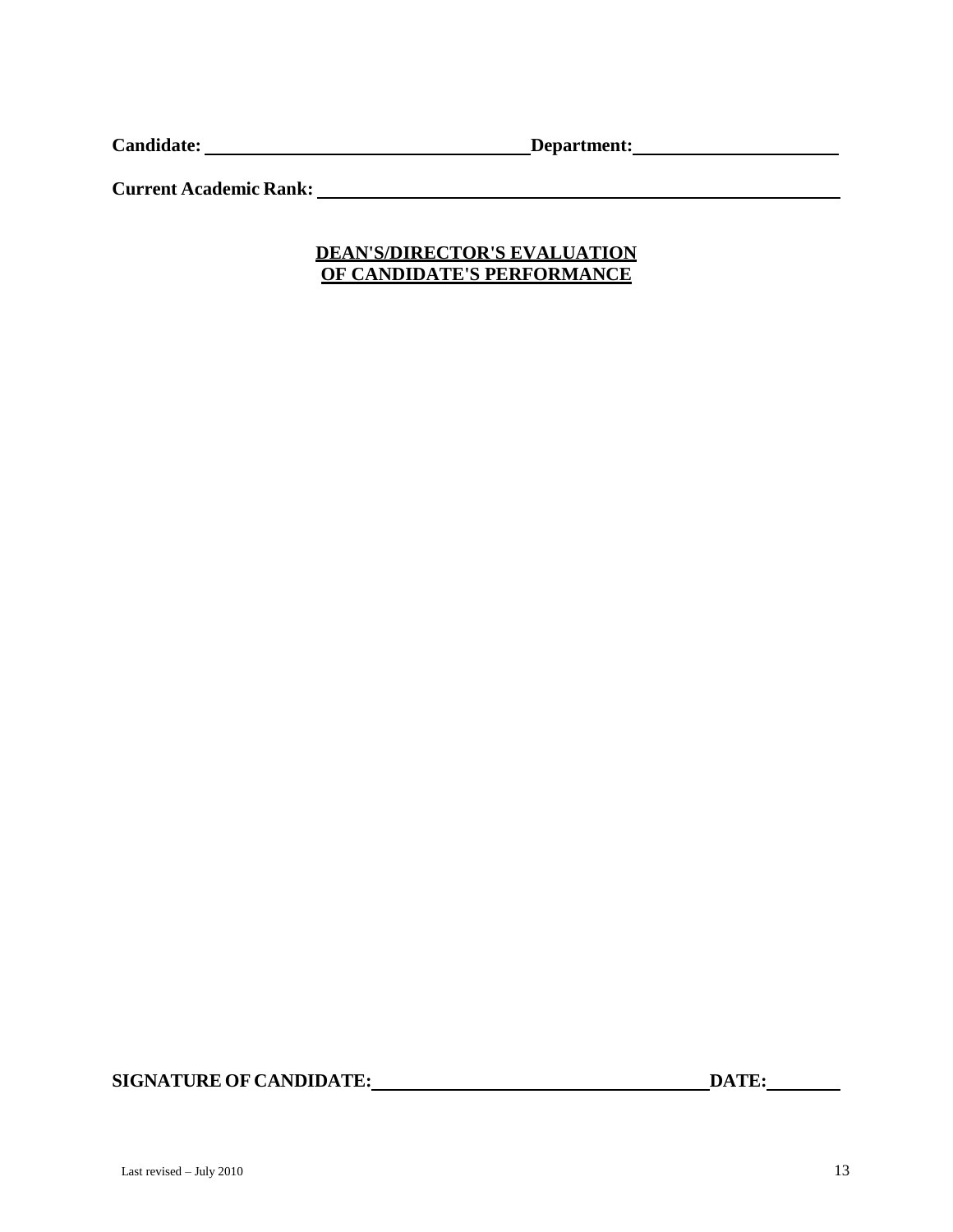**Candidate:** ______________________________ **Department:** ____________________

**Current Academic Rank:** ______________________________________________

**DEAN'S/DIRECTOR'S EVALUATION OF CANDIDATE'S PERFORMANCE**

**SIGNATURE OF CANDIDATE:** ______________________________ **DATE:** ________

Last revised – July 2010